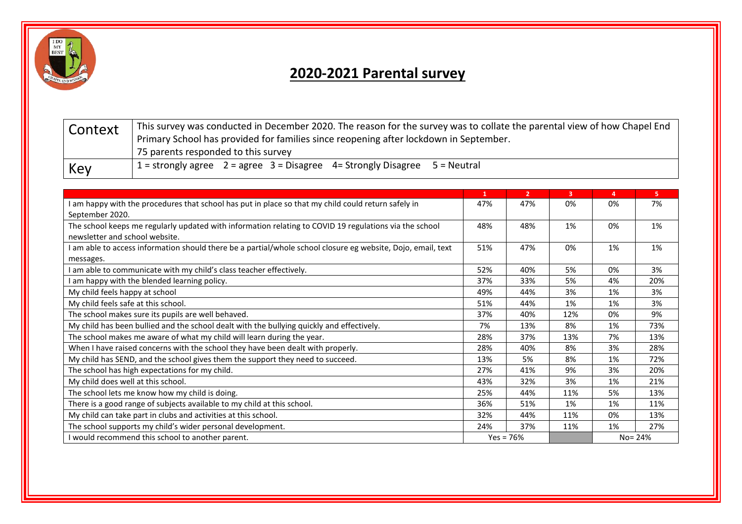# 2020-2021 Parental survey

| Context | This survey was conducted in December 2020. The reason for the survey was to collate the parental view of how Chapel End Primary School has provided for families since reopening after lockdown in September. 75 parents responded to this survey |
|---|---|
| Key | 1 = strongly agree 2 = agree 3 = Disagree 4= Strongly Disagree 5 = Neutral |

| | 1 | 2 | 3 | 4 | 5 |
|---|---|---|---|---|---|
| I am happy with the procedures that school has put in place so that my child could return safely in September 2020. | 47% | 47% | 0% | 0% | 7% |
| The school keeps me regularly updated with information relating to COVID 19 regulations via the school newsletter and school website. | 48% | 48% | 1% | 0% | 1% |
| I am able to access information should there be a partial/whole school closure eg website, Dojo, email, text messages. | 51% | 47% | 0% | 1% | 1% |
| I am able to communicate with my child's class teacher effectively. | 52% | 40% | 5% | 0% | 3% |
| I am happy with the blended learning policy. | 37% | 33% | 5% | 4% | 20% |
| My child feels happy at school | 49% | 44% | 3% | 1% | 3% |
| My child feels safe at this school. | 51% | 44% | 1% | 1% | 3% |
| The school makes sure its pupils are well behaved. | 37% | 40% | 12% | 0% | 9% |
| My child has been bullied and the school dealt with the bullying quickly and effectively. | 7% | 13% | 8% | 1% | 73% |
| The school makes me aware of what my child will learn during the year. | 28% | 37% | 13% | 7% | 13% |
| When I have raised concerns with the school they have been dealt with properly. | 28% | 40% | 8% | 3% | 28% |
| My child has SEND, and the school gives them the support they need to succeed. | 13% | 5% | 8% | 1% | 72% |
| The school has high expectations for my child. | 27% | 41% | 9% | 3% | 20% |
| My child does well at this school. | 43% | 32% | 3% | 1% | 21% |
| The school lets me know how my child is doing. | 25% | 44% | 11% | 5% | 13% |
| There is a good range of subjects available to my child at this school. | 36% | 51% | 1% | 1% | 11% |
| My child can take part in clubs and activities at this school. | 32% | 44% | 11% | 0% | 13% |
| The school supports my child's wider personal development. | 24% | 37% | 11% | 1% | 27% |
| I would recommend this school to another parent. | Yes = 76% | | | No= 24% | |